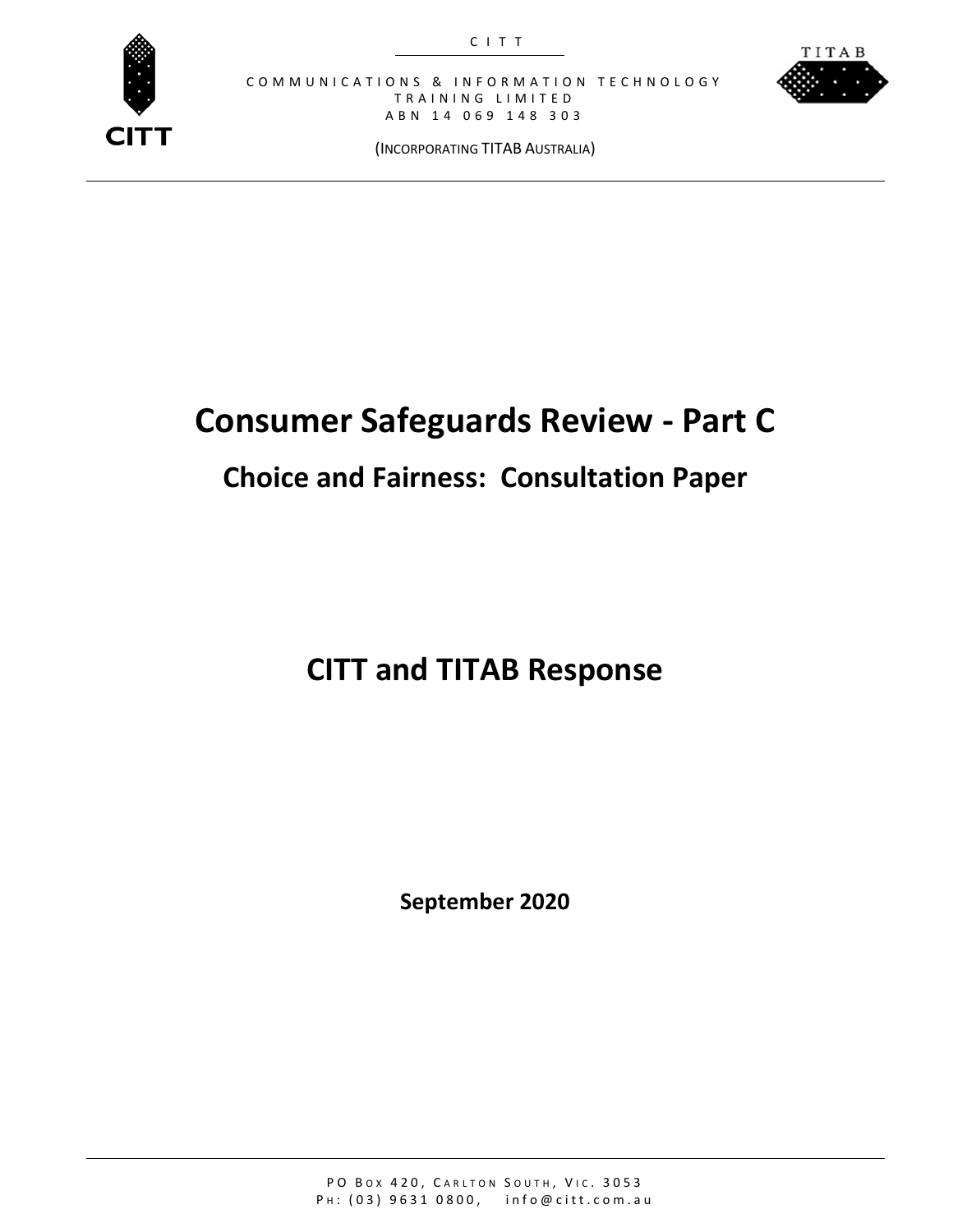CITT

COMMUNICATIONS & INFORMATION TECHNOLOGY TRAINING LIMITED
ABN 14 069 148 303

(INCORPORATING TITAB AUSTRALIA)

# Consumer Safeguards Review - Part C

## Choice and Fairness: Consultation Paper

# CITT and TITAB Response

**September 2020**

PO Box 420, Carlton South, Vic. 3053
Ph: (03) 9631 0800, info@citt.com.au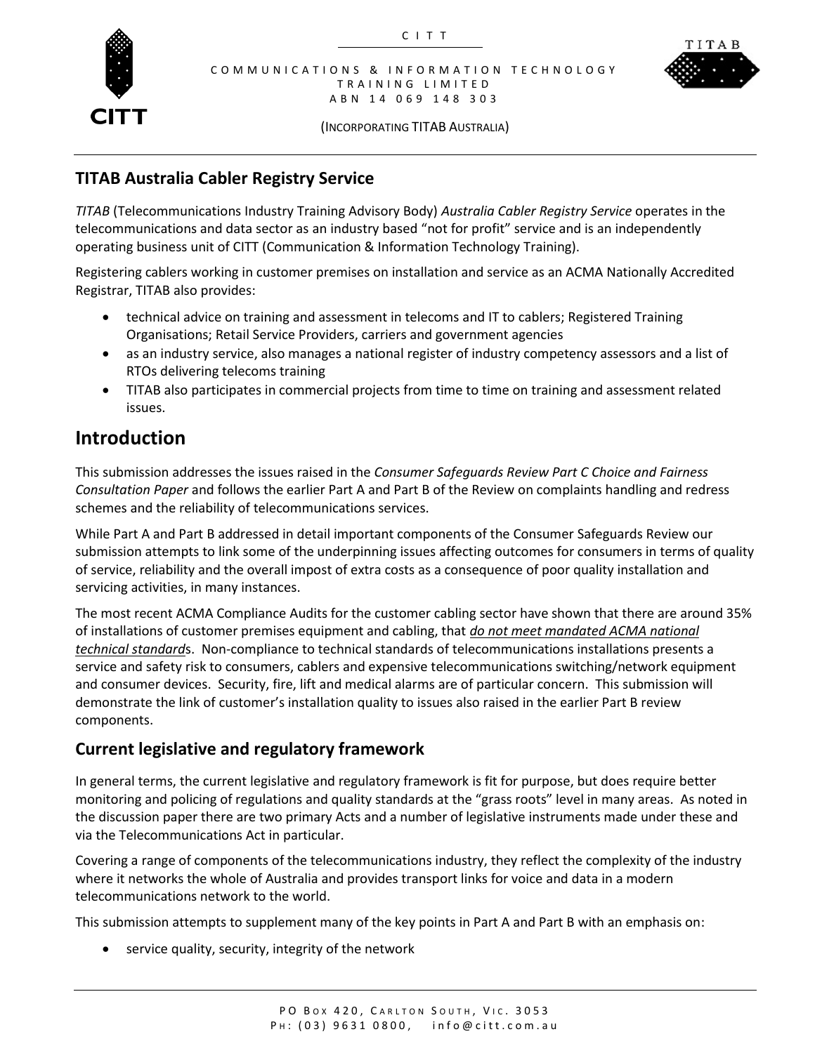## TITAB Australia Cabler Registry Service

*TITAB* (Telecommunications Industry Training Advisory Body) *Australia Cabler Registry Service* operates in the telecommunications and data sector as an industry based "not for profit" service and is an independently operating business unit of CITT (Communication & Information Technology Training).

Registering cablers working in customer premises on installation and service as an ACMA Nationally Accredited Registrar, TITAB also provides:

- technical advice on training and assessment in telecoms and IT to cablers; Registered Training Organisations; Retail Service Providers, carriers and government agencies
- as an industry service, also manages a national register of industry competency assessors and a list of RTOs delivering telecoms training
- TITAB also participates in commercial projects from time to time on training and assessment related issues.

# Introduction

This submission addresses the issues raised in the *Consumer Safeguards Review Part C Choice and Fairness Consultation Paper* and follows the earlier Part A and Part B of the Review on complaints handling and redress schemes and the reliability of telecommunications services.

While Part A and Part B addressed in detail important components of the Consumer Safeguards Review our submission attempts to link some of the underpinning issues affecting outcomes for consumers in terms of quality of service, reliability and the overall impost of extra costs as a consequence of poor quality installation and servicing activities, in many instances.

The most recent ACMA Compliance Audits for the customer cabling sector have shown that there are around 35% of installations of customer premises equipment and cabling, that ***do not meet mandated ACMA national technical standard***s. Non-compliance to technical standards of telecommunications installations presents a service and safety risk to consumers, cablers and expensive telecommunications switching/network equipment and consumer devices. Security, fire, lift and medical alarms are of particular concern. This submission will demonstrate the link of customer's installation quality to issues also raised in the earlier Part B review components.

## Current legislative and regulatory framework

In general terms, the current legislative and regulatory framework is fit for purpose, but does require better monitoring and policing of regulations and quality standards at the "grass roots" level in many areas. As noted in the discussion paper there are two primary Acts and a number of legislative instruments made under these and via the Telecommunications Act in particular.

Covering a range of components of the telecommunications industry, they reflect the complexity of the industry where it networks the whole of Australia and provides transport links for voice and data in a modern telecommunications network to the world.

This submission attempts to supplement many of the key points in Part A and Part B with an emphasis on:

- service quality, security, integrity of the network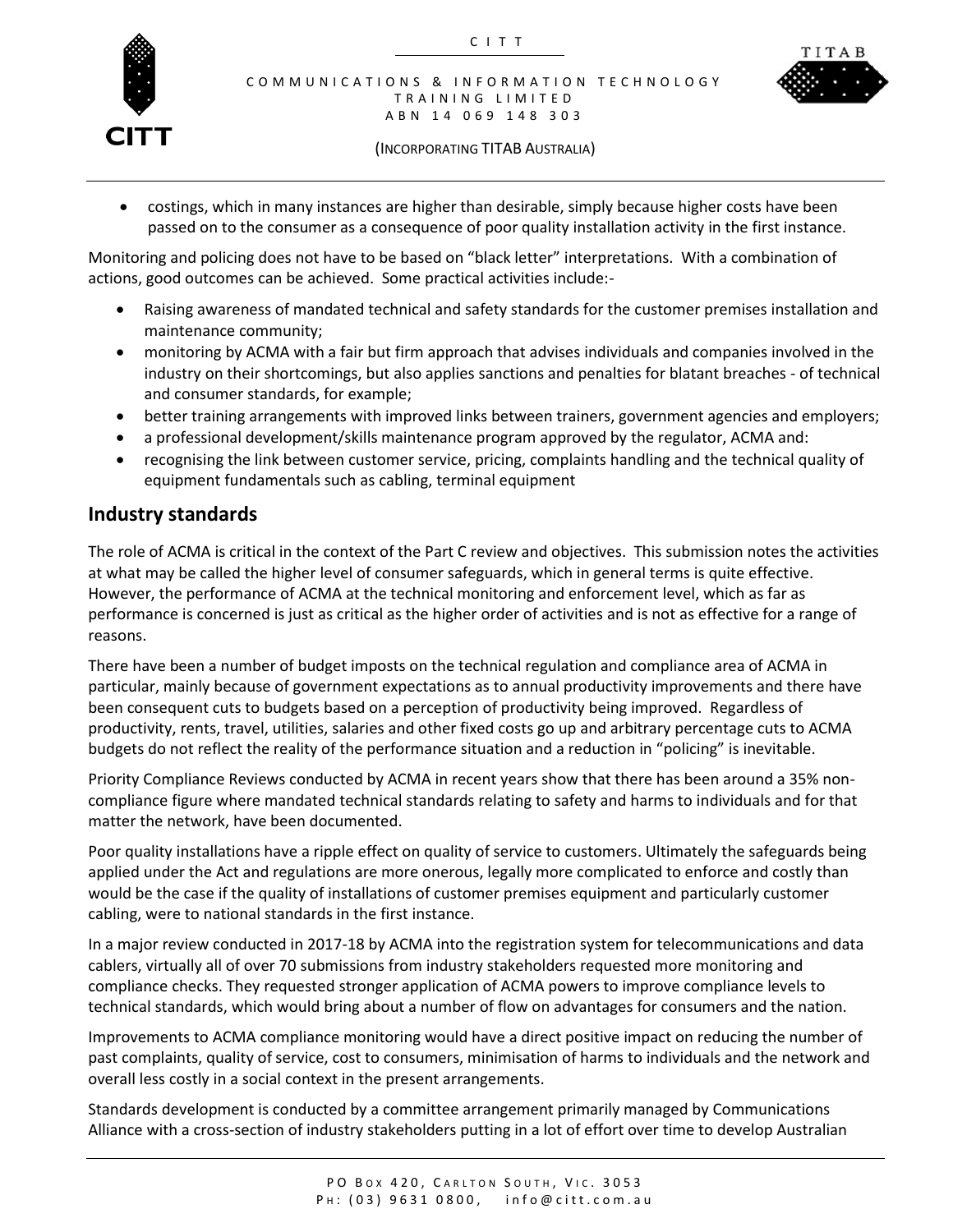- costings, which in many instances are higher than desirable, simply because higher costs have been passed on to the consumer as a consequence of poor quality installation activity in the first instance.

Monitoring and policing does not have to be based on "black letter" interpretations. With a combination of actions, good outcomes can be achieved. Some practical activities include:-

- Raising awareness of mandated technical and safety standards for the customer premises installation and maintenance community;
- monitoring by ACMA with a fair but firm approach that advises individuals and companies involved in the industry on their shortcomings, but also applies sanctions and penalties for blatant breaches - of technical and consumer standards, for example;
- better training arrangements with improved links between trainers, government agencies and employers;
- a professional development/skills maintenance program approved by the regulator, ACMA and:
- recognising the link between customer service, pricing, complaints handling and the technical quality of equipment fundamentals such as cabling, terminal equipment

## Industry standards

The role of ACMA is critical in the context of the Part C review and objectives. This submission notes the activities at what may be called the higher level of consumer safeguards, which in general terms is quite effective. However, the performance of ACMA at the technical monitoring and enforcement level, which as far as performance is concerned is just as critical as the higher order of activities and is not as effective for a range of reasons.

There have been a number of budget imposts on the technical regulation and compliance area of ACMA in particular, mainly because of government expectations as to annual productivity improvements and there have been consequent cuts to budgets based on a perception of productivity being improved. Regardless of productivity, rents, travel, utilities, salaries and other fixed costs go up and arbitrary percentage cuts to ACMA budgets do not reflect the reality of the performance situation and a reduction in "policing" is inevitable.

Priority Compliance Reviews conducted by ACMA in recent years show that there has been around a 35% non-compliance figure where mandated technical standards relating to safety and harms to individuals and for that matter the network, have been documented.

Poor quality installations have a ripple effect on quality of service to customers. Ultimately the safeguards being applied under the Act and regulations are more onerous, legally more complicated to enforce and costly than would be the case if the quality of installations of customer premises equipment and particularly customer cabling, were to national standards in the first instance.

In a major review conducted in 2017-18 by ACMA into the registration system for telecommunications and data cablers, virtually all of over 70 submissions from industry stakeholders requested more monitoring and compliance checks. They requested stronger application of ACMA powers to improve compliance levels to technical standards, which would bring about a number of flow on advantages for consumers and the nation.

Improvements to ACMA compliance monitoring would have a direct positive impact on reducing the number of past complaints, quality of service, cost to consumers, minimisation of harms to individuals and the network and overall less costly in a social context in the present arrangements.

Standards development is conducted by a committee arrangement primarily managed by Communications Alliance with a cross-section of industry stakeholders putting in a lot of effort over time to develop Australian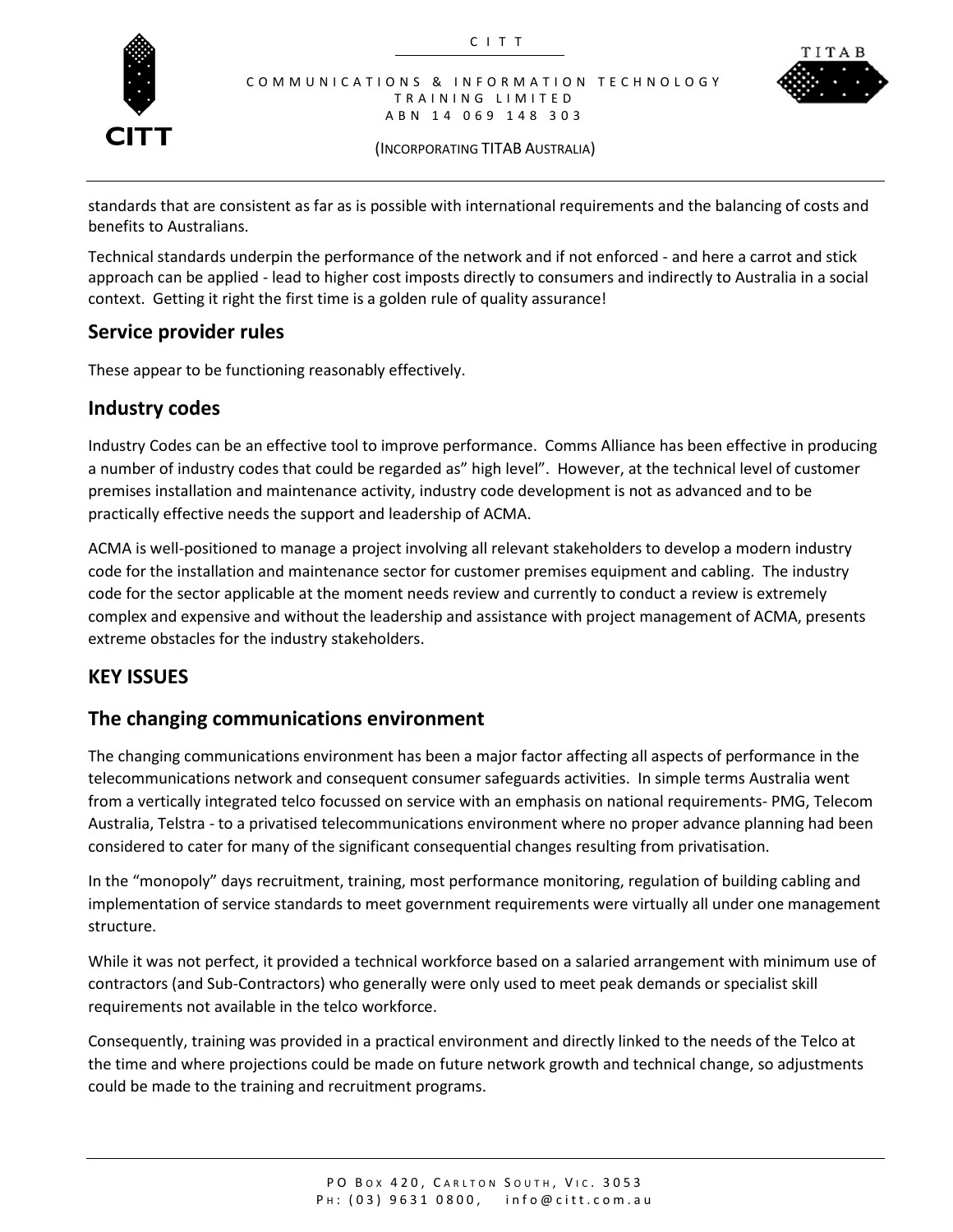standards that are consistent as far as is possible with international requirements and the balancing of costs and benefits to Australians.

Technical standards underpin the performance of the network and if not enforced - and here a carrot and stick approach can be applied - lead to higher cost imposts directly to consumers and indirectly to Australia in a social context. Getting it right the first time is a golden rule of quality assurance!

## Service provider rules

These appear to be functioning reasonably effectively.

## Industry codes

Industry Codes can be an effective tool to improve performance. Comms Alliance has been effective in producing a number of industry codes that could be regarded as" high level". However, at the technical level of customer premises installation and maintenance activity, industry code development is not as advanced and to be practically effective needs the support and leadership of ACMA.

ACMA is well-positioned to manage a project involving all relevant stakeholders to develop a modern industry code for the installation and maintenance sector for customer premises equipment and cabling. The industry code for the sector applicable at the moment needs review and currently to conduct a review is extremely complex and expensive and without the leadership and assistance with project management of ACMA, presents extreme obstacles for the industry stakeholders.

## KEY ISSUES

## The changing communications environment

The changing communications environment has been a major factor affecting all aspects of performance in the telecommunications network and consequent consumer safeguards activities. In simple terms Australia went from a vertically integrated telco focussed on service with an emphasis on national requirements- PMG, Telecom Australia, Telstra - to a privatised telecommunications environment where no proper advance planning had been considered to cater for many of the significant consequential changes resulting from privatisation.

In the "monopoly" days recruitment, training, most performance monitoring, regulation of building cabling and implementation of service standards to meet government requirements were virtually all under one management structure.

While it was not perfect, it provided a technical workforce based on a salaried arrangement with minimum use of contractors (and Sub-Contractors) who generally were only used to meet peak demands or specialist skill requirements not available in the telco workforce.

Consequently, training was provided in a practical environment and directly linked to the needs of the Telco at the time and where projections could be made on future network growth and technical change, so adjustments could be made to the training and recruitment programs.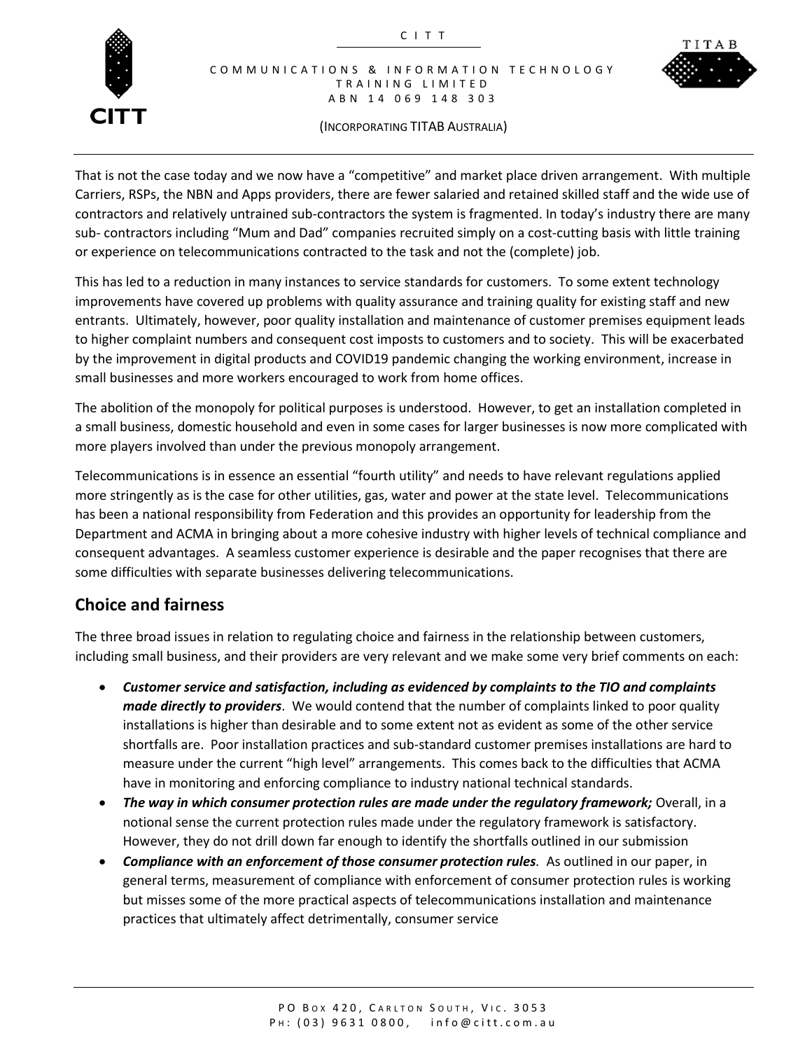That is not the case today and we now have a "competitive" and market place driven arrangement. With multiple Carriers, RSPs, the NBN and Apps providers, there are fewer salaried and retained skilled staff and the wide use of contractors and relatively untrained sub-contractors the system is fragmented. In today's industry there are many sub- contractors including "Mum and Dad" companies recruited simply on a cost-cutting basis with little training or experience on telecommunications contracted to the task and not the (complete) job.

This has led to a reduction in many instances to service standards for customers. To some extent technology improvements have covered up problems with quality assurance and training quality for existing staff and new entrants. Ultimately, however, poor quality installation and maintenance of customer premises equipment leads to higher complaint numbers and consequent cost imposts to customers and to society. This will be exacerbated by the improvement in digital products and COVID19 pandemic changing the working environment, increase in small businesses and more workers encouraged to work from home offices.

The abolition of the monopoly for political purposes is understood. However, to get an installation completed in a small business, domestic household and even in some cases for larger businesses is now more complicated with more players involved than under the previous monopoly arrangement.

Telecommunications is in essence an essential "fourth utility" and needs to have relevant regulations applied more stringently as is the case for other utilities, gas, water and power at the state level. Telecommunications has been a national responsibility from Federation and this provides an opportunity for leadership from the Department and ACMA in bringing about a more cohesive industry with higher levels of technical compliance and consequent advantages. A seamless customer experience is desirable and the paper recognises that there are some difficulties with separate businesses delivering telecommunications.

## Choice and fairness

The three broad issues in relation to regulating choice and fairness in the relationship between customers, including small business, and their providers are very relevant and we make some very brief comments on each:

- ***Customer service and satisfaction, including as evidenced by complaints to the TIO and complaints made directly to providers***. We would contend that the number of complaints linked to poor quality installations is higher than desirable and to some extent not as evident as some of the other service shortfalls are. Poor installation practices and sub-standard customer premises installations are hard to measure under the current "high level" arrangements. This comes back to the difficulties that ACMA have in monitoring and enforcing compliance to industry national technical standards.
- ***The way in which consumer protection rules are made under the regulatory framework;*** Overall, in a notional sense the current protection rules made under the regulatory framework is satisfactory. However, they do not drill down far enough to identify the shortfalls outlined in our submission
- ***Compliance with an enforcement of those consumer protection rules***. As outlined in our paper, in general terms, measurement of compliance with enforcement of consumer protection rules is working but misses some of the more practical aspects of telecommunications installation and maintenance practices that ultimately affect detrimentally, consumer service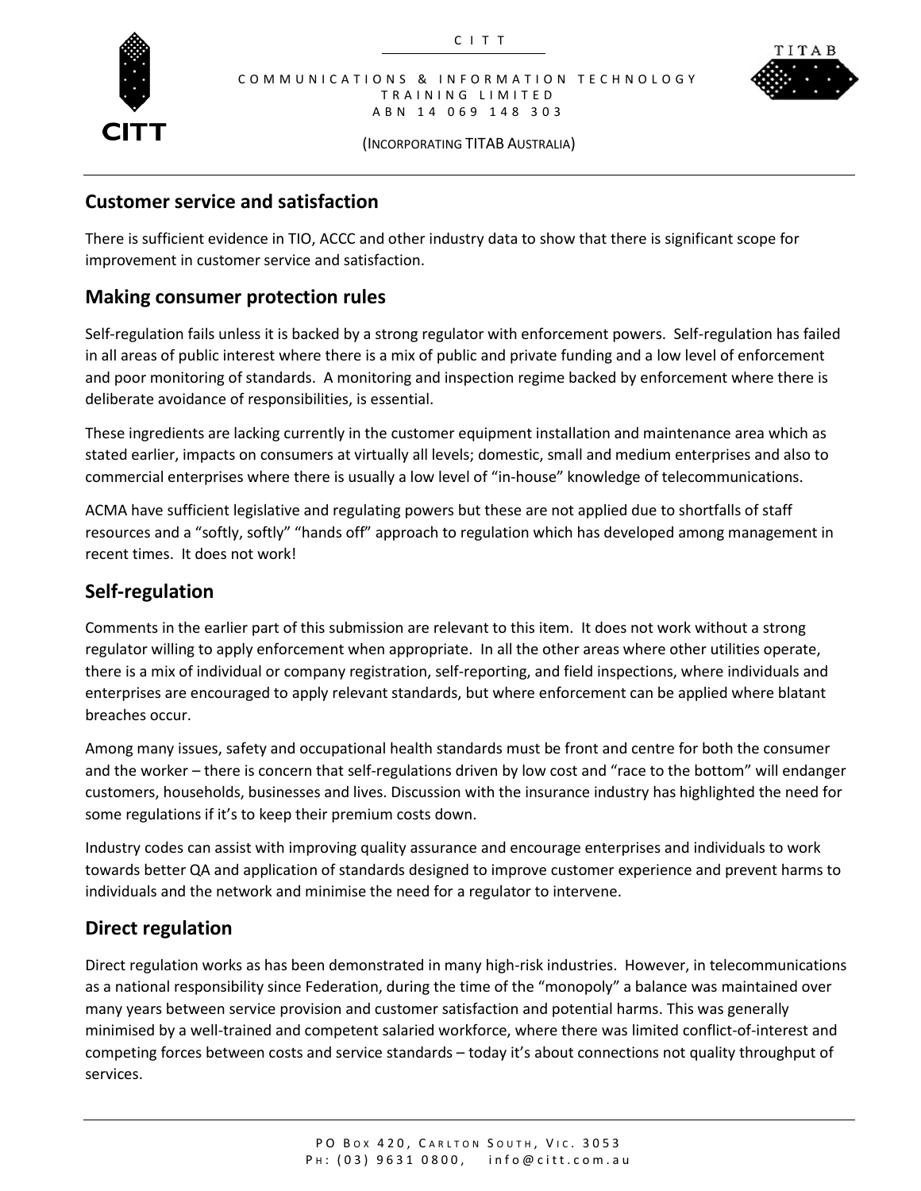## Customer service and satisfaction

There is sufficient evidence in TIO, ACCC and other industry data to show that there is significant scope for improvement in customer service and satisfaction.

## Making consumer protection rules

Self-regulation fails unless it is backed by a strong regulator with enforcement powers. Self-regulation has failed in all areas of public interest where there is a mix of public and private funding and a low level of enforcement and poor monitoring of standards. A monitoring and inspection regime backed by enforcement where there is deliberate avoidance of responsibilities, is essential.

These ingredients are lacking currently in the customer equipment installation and maintenance area which as stated earlier, impacts on consumers at virtually all levels; domestic, small and medium enterprises and also to commercial enterprises where there is usually a low level of "in-house" knowledge of telecommunications.

ACMA have sufficient legislative and regulating powers but these are not applied due to shortfalls of staff resources and a "softly, softly" "hands off" approach to regulation which has developed among management in recent times. It does not work!

## Self-regulation

Comments in the earlier part of this submission are relevant to this item. It does not work without a strong regulator willing to apply enforcement when appropriate. In all the other areas where other utilities operate, there is a mix of individual or company registration, self-reporting, and field inspections, where individuals and enterprises are encouraged to apply relevant standards, but where enforcement can be applied where blatant breaches occur.

Among many issues, safety and occupational health standards must be front and centre for both the consumer and the worker – there is concern that self-regulations driven by low cost and "race to the bottom" will endanger customers, households, businesses and lives. Discussion with the insurance industry has highlighted the need for some regulations if it's to keep their premium costs down.

Industry codes can assist with improving quality assurance and encourage enterprises and individuals to work towards better QA and application of standards designed to improve customer experience and prevent harms to individuals and the network and minimise the need for a regulator to intervene.

## Direct regulation

Direct regulation works as has been demonstrated in many high-risk industries. However, in telecommunications as a national responsibility since Federation, during the time of the "monopoly" a balance was maintained over many years between service provision and customer satisfaction and potential harms. This was generally minimised by a well-trained and competent salaried workforce, where there was limited conflict-of-interest and competing forces between costs and service standards – today it's about connections not quality throughput of services.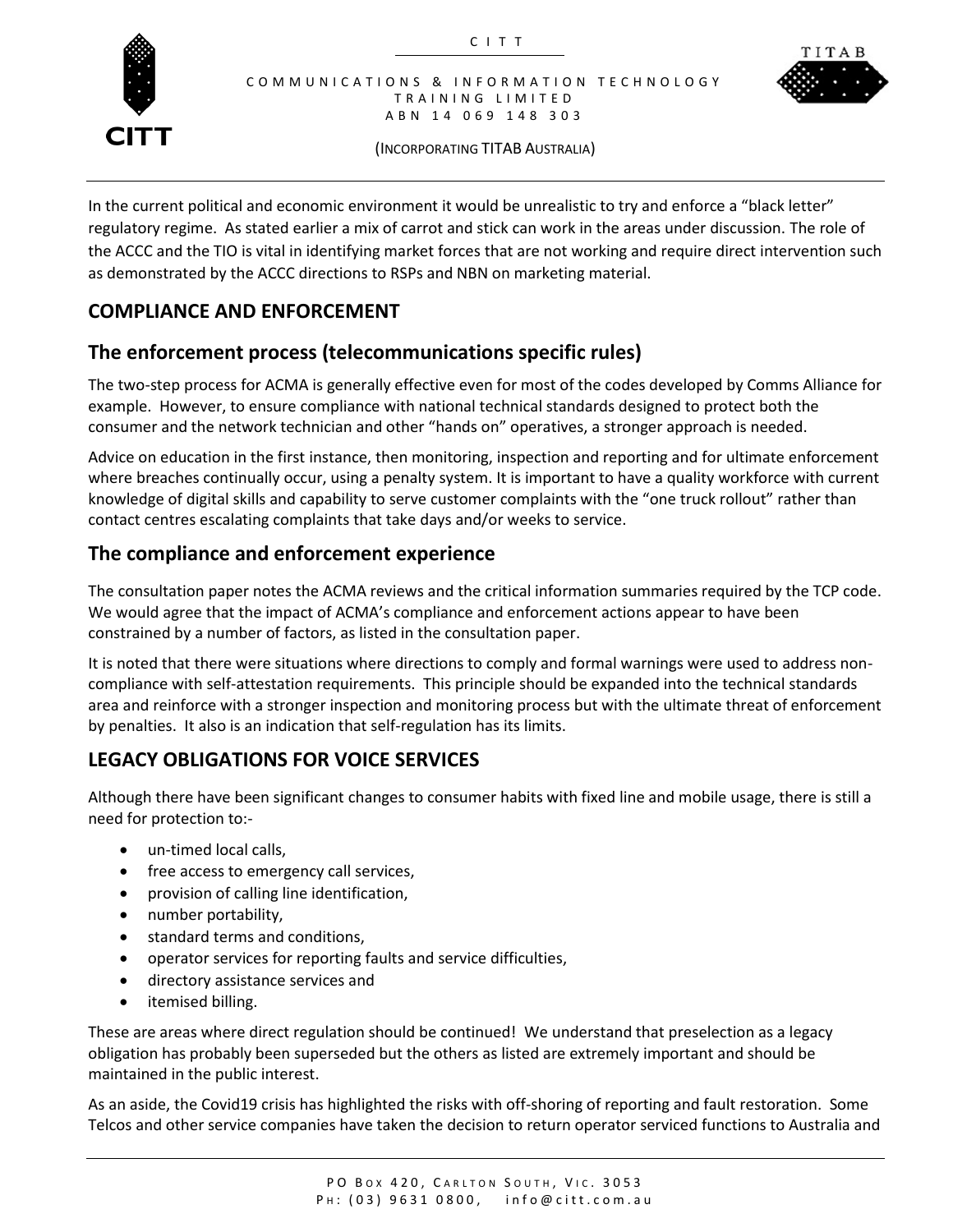In the current political and economic environment it would be unrealistic to try and enforce a "black letter" regulatory regime. As stated earlier a mix of carrot and stick can work in the areas under discussion. The role of the ACCC and the TIO is vital in identifying market forces that are not working and require direct intervention such as demonstrated by the ACCC directions to RSPs and NBN on marketing material.

## COMPLIANCE AND ENFORCEMENT

### The enforcement process (telecommunications specific rules)

The two-step process for ACMA is generally effective even for most of the codes developed by Comms Alliance for example. However, to ensure compliance with national technical standards designed to protect both the consumer and the network technician and other "hands on" operatives, a stronger approach is needed.

Advice on education in the first instance, then monitoring, inspection and reporting and for ultimate enforcement where breaches continually occur, using a penalty system. It is important to have a quality workforce with current knowledge of digital skills and capability to serve customer complaints with the "one truck rollout" rather than contact centres escalating complaints that take days and/or weeks to service.

### The compliance and enforcement experience

The consultation paper notes the ACMA reviews and the critical information summaries required by the TCP code. We would agree that the impact of ACMA's compliance and enforcement actions appear to have been constrained by a number of factors, as listed in the consultation paper.

It is noted that there were situations where directions to comply and formal warnings were used to address non-compliance with self-attestation requirements. This principle should be expanded into the technical standards area and reinforce with a stronger inspection and monitoring process but with the ultimate threat of enforcement by penalties. It also is an indication that self-regulation has its limits.

## LEGACY OBLIGATIONS FOR VOICE SERVICES

Although there have been significant changes to consumer habits with fixed line and mobile usage, there is still a need for protection to:-

- un-timed local calls,
- free access to emergency call services,
- provision of calling line identification,
- number portability,
- standard terms and conditions,
- operator services for reporting faults and service difficulties,
- directory assistance services and
- itemised billing.

These are areas where direct regulation should be continued! We understand that preselection as a legacy obligation has probably been superseded but the others as listed are extremely important and should be maintained in the public interest.

As an aside, the Covid19 crisis has highlighted the risks with off-shoring of reporting and fault restoration. Some Telcos and other service companies have taken the decision to return operator serviced functions to Australia and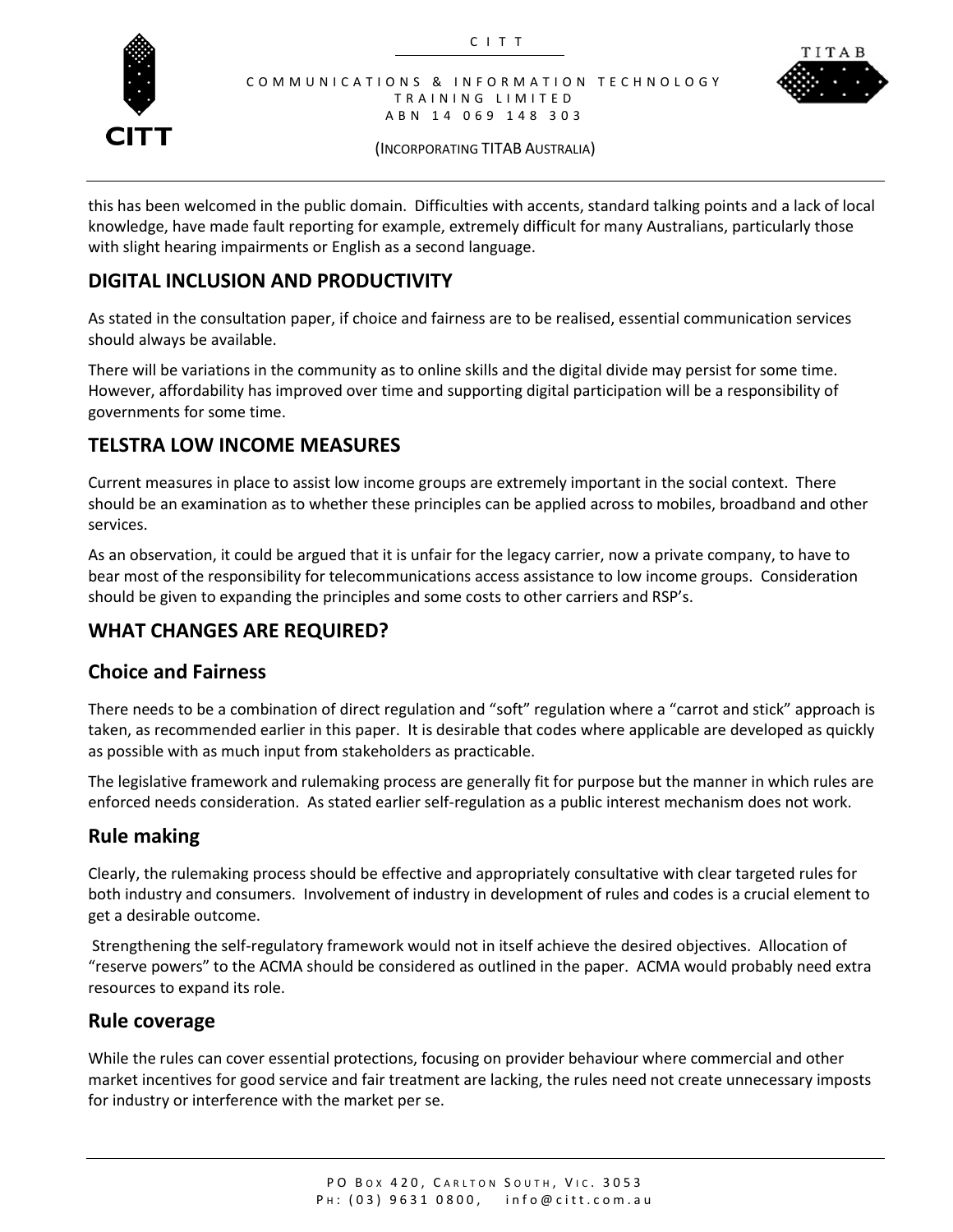this has been welcomed in the public domain. Difficulties with accents, standard talking points and a lack of local knowledge, have made fault reporting for example, extremely difficult for many Australians, particularly those with slight hearing impairments or English as a second language.

## DIGITAL INCLUSION AND PRODUCTIVITY

As stated in the consultation paper, if choice and fairness are to be realised, essential communication services should always be available.

There will be variations in the community as to online skills and the digital divide may persist for some time. However, affordability has improved over time and supporting digital participation will be a responsibility of governments for some time.

## TELSTRA LOW INCOME MEASURES

Current measures in place to assist low income groups are extremely important in the social context. There should be an examination as to whether these principles can be applied across to mobiles, broadband and other services.

As an observation, it could be argued that it is unfair for the legacy carrier, now a private company, to have to bear most of the responsibility for telecommunications access assistance to low income groups. Consideration should be given to expanding the principles and some costs to other carriers and RSP's.

## WHAT CHANGES ARE REQUIRED?

### Choice and Fairness

There needs to be a combination of direct regulation and "soft" regulation where a "carrot and stick" approach is taken, as recommended earlier in this paper. It is desirable that codes where applicable are developed as quickly as possible with as much input from stakeholders as practicable.

The legislative framework and rulemaking process are generally fit for purpose but the manner in which rules are enforced needs consideration. As stated earlier self-regulation as a public interest mechanism does not work.

### Rule making

Clearly, the rulemaking process should be effective and appropriately consultative with clear targeted rules for both industry and consumers. Involvement of industry in development of rules and codes is a crucial element to get a desirable outcome.

Strengthening the self-regulatory framework would not in itself achieve the desired objectives. Allocation of "reserve powers" to the ACMA should be considered as outlined in the paper. ACMA would probably need extra resources to expand its role.

### Rule coverage

While the rules can cover essential protections, focusing on provider behaviour where commercial and other market incentives for good service and fair treatment are lacking, the rules need not create unnecessary imposts for industry or interference with the market per se.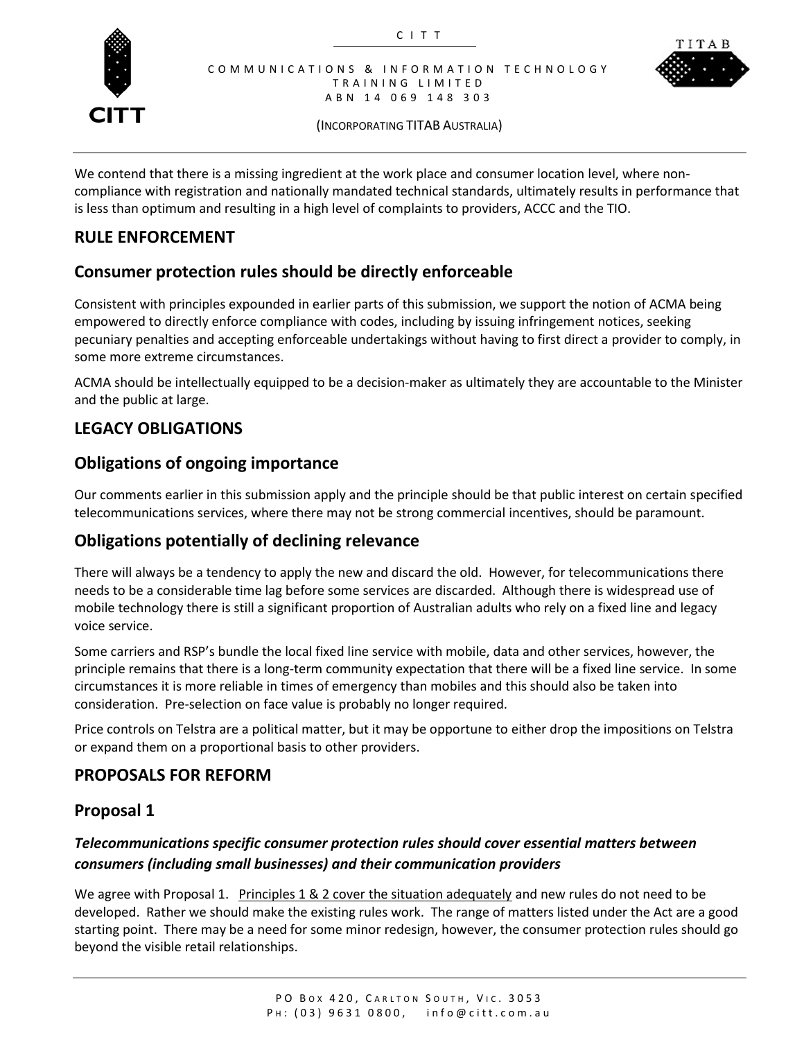We contend that there is a missing ingredient at the work place and consumer location level, where non-compliance with registration and nationally mandated technical standards, ultimately results in performance that is less than optimum and resulting in a high level of complaints to providers, ACCC and the TIO.

## RULE ENFORCEMENT

## Consumer protection rules should be directly enforceable

Consistent with principles expounded in earlier parts of this submission, we support the notion of ACMA being empowered to directly enforce compliance with codes, including by issuing infringement notices, seeking pecuniary penalties and accepting enforceable undertakings without having to first direct a provider to comply, in some more extreme circumstances.

ACMA should be intellectually equipped to be a decision-maker as ultimately they are accountable to the Minister and the public at large.

## LEGACY OBLIGATIONS

## Obligations of ongoing importance

Our comments earlier in this submission apply and the principle should be that public interest on certain specified telecommunications services, where there may not be strong commercial incentives, should be paramount.

## Obligations potentially of declining relevance

There will always be a tendency to apply the new and discard the old. However, for telecommunications there needs to be a considerable time lag before some services are discarded. Although there is widespread use of mobile technology there is still a significant proportion of Australian adults who rely on a fixed line and legacy voice service.

Some carriers and RSP's bundle the local fixed line service with mobile, data and other services, however, the principle remains that there is a long-term community expectation that there will be a fixed line service. In some circumstances it is more reliable in times of emergency than mobiles and this should also be taken into consideration. Pre-selection on face value is probably no longer required.

Price controls on Telstra are a political matter, but it may be opportune to either drop the impositions on Telstra or expand them on a proportional basis to other providers.

## PROPOSALS FOR REFORM

## Proposal 1

### *Telecommunications specific consumer protection rules should cover essential matters between consumers (including small businesses) and their communication providers*

We agree with Proposal 1. Principles 1 & 2 cover the situation adequately and new rules do not need to be developed. Rather we should make the existing rules work. The range of matters listed under the Act are a good starting point. There may be a need for some minor redesign, however, the consumer protection rules should go beyond the visible retail relationships.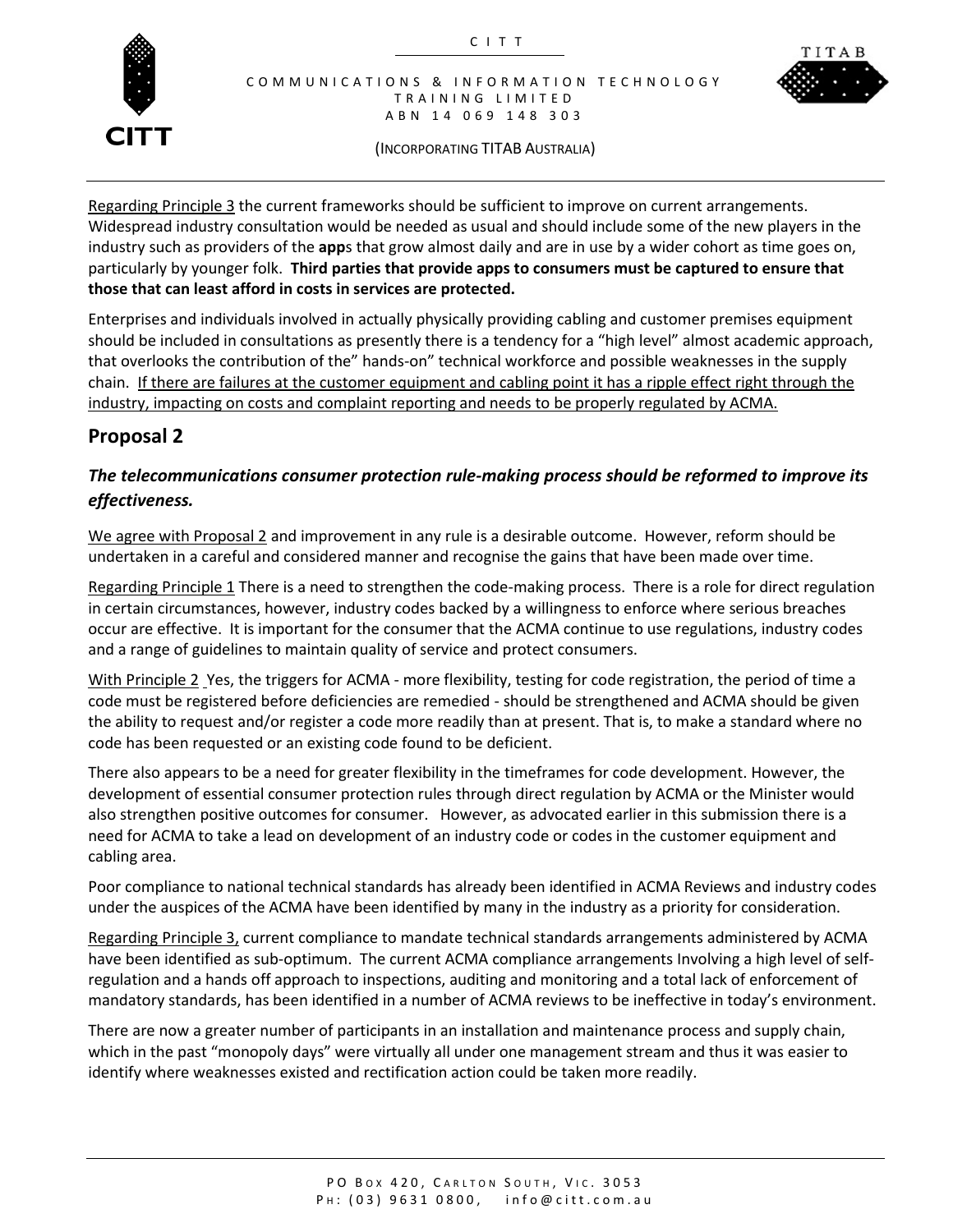Regarding Principle 3 the current frameworks should be sufficient to improve on current arrangements. Widespread industry consultation would be needed as usual and should include some of the new players in the industry such as providers of the **app**s that grow almost daily and are in use by a wider cohort as time goes on, particularly by younger folk. **Third parties that provide apps to consumers must be captured to ensure that those that can least afford in costs in services are protected.**

Enterprises and individuals involved in actually physically providing cabling and customer premises equipment should be included in consultations as presently there is a tendency for a "high level" almost academic approach, that overlooks the contribution of the" hands-on" technical workforce and possible weaknesses in the supply chain. If there are failures at the customer equipment and cabling point it has a ripple effect right through the industry, impacting on costs and complaint reporting and needs to be properly regulated by ACMA.

## Proposal 2

### *The telecommunications consumer protection rule-making process should be reformed to improve its effectiveness.*

We agree with Proposal 2 and improvement in any rule is a desirable outcome. However, reform should be undertaken in a careful and considered manner and recognise the gains that have been made over time.

Regarding Principle 1 There is a need to strengthen the code-making process. There is a role for direct regulation in certain circumstances, however, industry codes backed by a willingness to enforce where serious breaches occur are effective. It is important for the consumer that the ACMA continue to use regulations, industry codes and a range of guidelines to maintain quality of service and protect consumers.

With Principle 2 Yes, the triggers for ACMA - more flexibility, testing for code registration, the period of time a code must be registered before deficiencies are remedied - should be strengthened and ACMA should be given the ability to request and/or register a code more readily than at present. That is, to make a standard where no code has been requested or an existing code found to be deficient.

There also appears to be a need for greater flexibility in the timeframes for code development. However, the development of essential consumer protection rules through direct regulation by ACMA or the Minister would also strengthen positive outcomes for consumer. However, as advocated earlier in this submission there is a need for ACMA to take a lead on development of an industry code or codes in the customer equipment and cabling area.

Poor compliance to national technical standards has already been identified in ACMA Reviews and industry codes under the auspices of the ACMA have been identified by many in the industry as a priority for consideration.

Regarding Principle 3, current compliance to mandate technical standards arrangements administered by ACMA have been identified as sub-optimum. The current ACMA compliance arrangements Involving a high level of self-regulation and a hands off approach to inspections, auditing and monitoring and a total lack of enforcement of mandatory standards, has been identified in a number of ACMA reviews to be ineffective in today's environment.

There are now a greater number of participants in an installation and maintenance process and supply chain, which in the past "monopoly days" were virtually all under one management stream and thus it was easier to identify where weaknesses existed and rectification action could be taken more readily.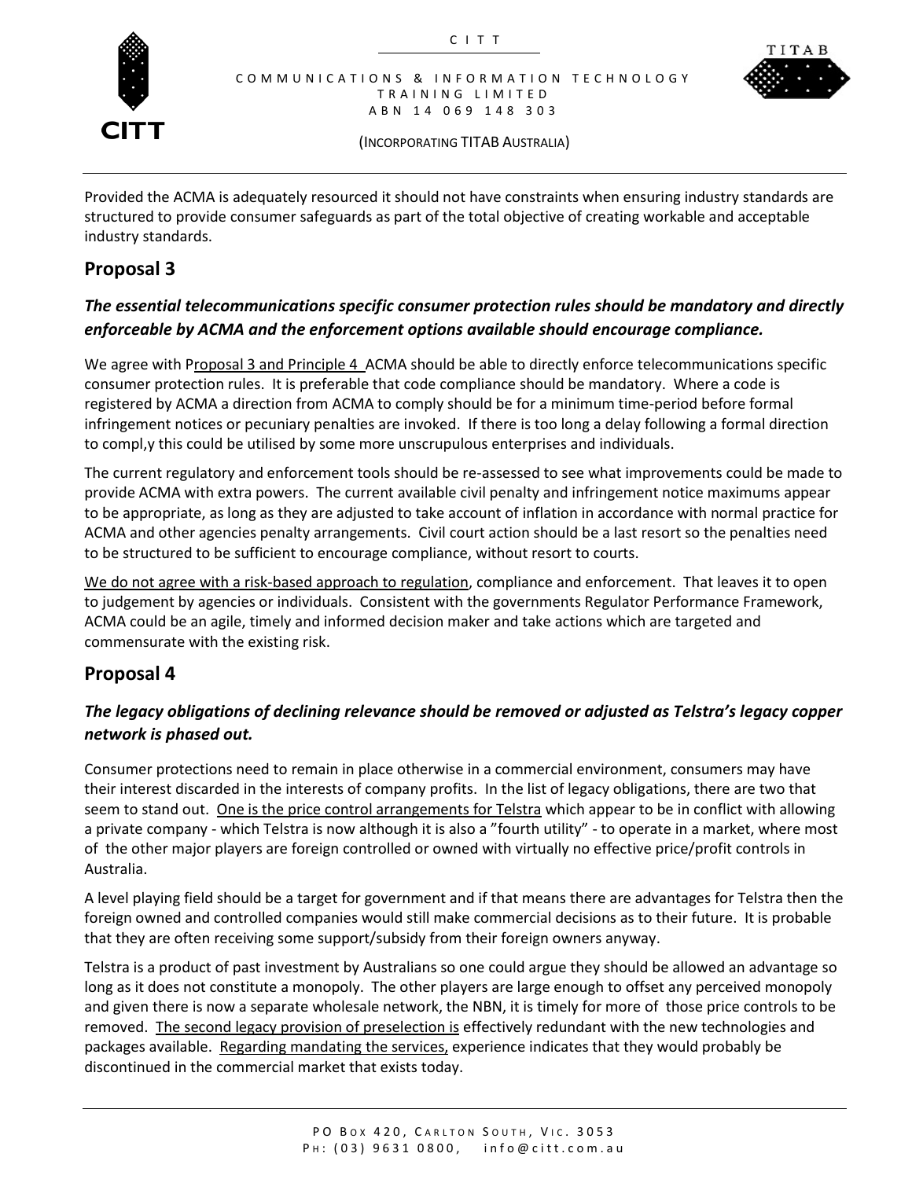Provided the ACMA is adequately resourced it should not have constraints when ensuring industry standards are structured to provide consumer safeguards as part of the total objective of creating workable and acceptable industry standards.

## Proposal 3

### ***The essential telecommunications specific consumer protection rules should be mandatory and directly enforceable by ACMA and the enforcement options available should encourage compliance.***

We agree with Proposal 3 and Principle 4 ACMA should be able to directly enforce telecommunications specific consumer protection rules. It is preferable that code compliance should be mandatory. Where a code is registered by ACMA a direction from ACMA to comply should be for a minimum time-period before formal infringement notices or pecuniary penalties are invoked. If there is too long a delay following a formal direction to compl,y this could be utilised by some more unscrupulous enterprises and individuals.

The current regulatory and enforcement tools should be re-assessed to see what improvements could be made to provide ACMA with extra powers. The current available civil penalty and infringement notice maximums appear to be appropriate, as long as they are adjusted to take account of inflation in accordance with normal practice for ACMA and other agencies penalty arrangements. Civil court action should be a last resort so the penalties need to be structured to be sufficient to encourage compliance, without resort to courts.

We do not agree with a risk-based approach to regulation, compliance and enforcement. That leaves it to open to judgement by agencies or individuals. Consistent with the governments Regulator Performance Framework, ACMA could be an agile, timely and informed decision maker and take actions which are targeted and commensurate with the existing risk.

## Proposal 4

### ***The legacy obligations of declining relevance should be removed or adjusted as Telstra's legacy copper network is phased out.***

Consumer protections need to remain in place otherwise in a commercial environment, consumers may have their interest discarded in the interests of company profits. In the list of legacy obligations, there are two that seem to stand out. One is the price control arrangements for Telstra which appear to be in conflict with allowing a private company - which Telstra is now although it is also a "fourth utility" - to operate in a market, where most of the other major players are foreign controlled or owned with virtually no effective price/profit controls in Australia.

A level playing field should be a target for government and if that means there are advantages for Telstra then the foreign owned and controlled companies would still make commercial decisions as to their future. It is probable that they are often receiving some support/subsidy from their foreign owners anyway.

Telstra is a product of past investment by Australians so one could argue they should be allowed an advantage so long as it does not constitute a monopoly. The other players are large enough to offset any perceived monopoly and given there is now a separate wholesale network, the NBN, it is timely for more of those price controls to be removed. The second legacy provision of preselection is effectively redundant with the new technologies and packages available. Regarding mandating the services, experience indicates that they would probably be discontinued in the commercial market that exists today.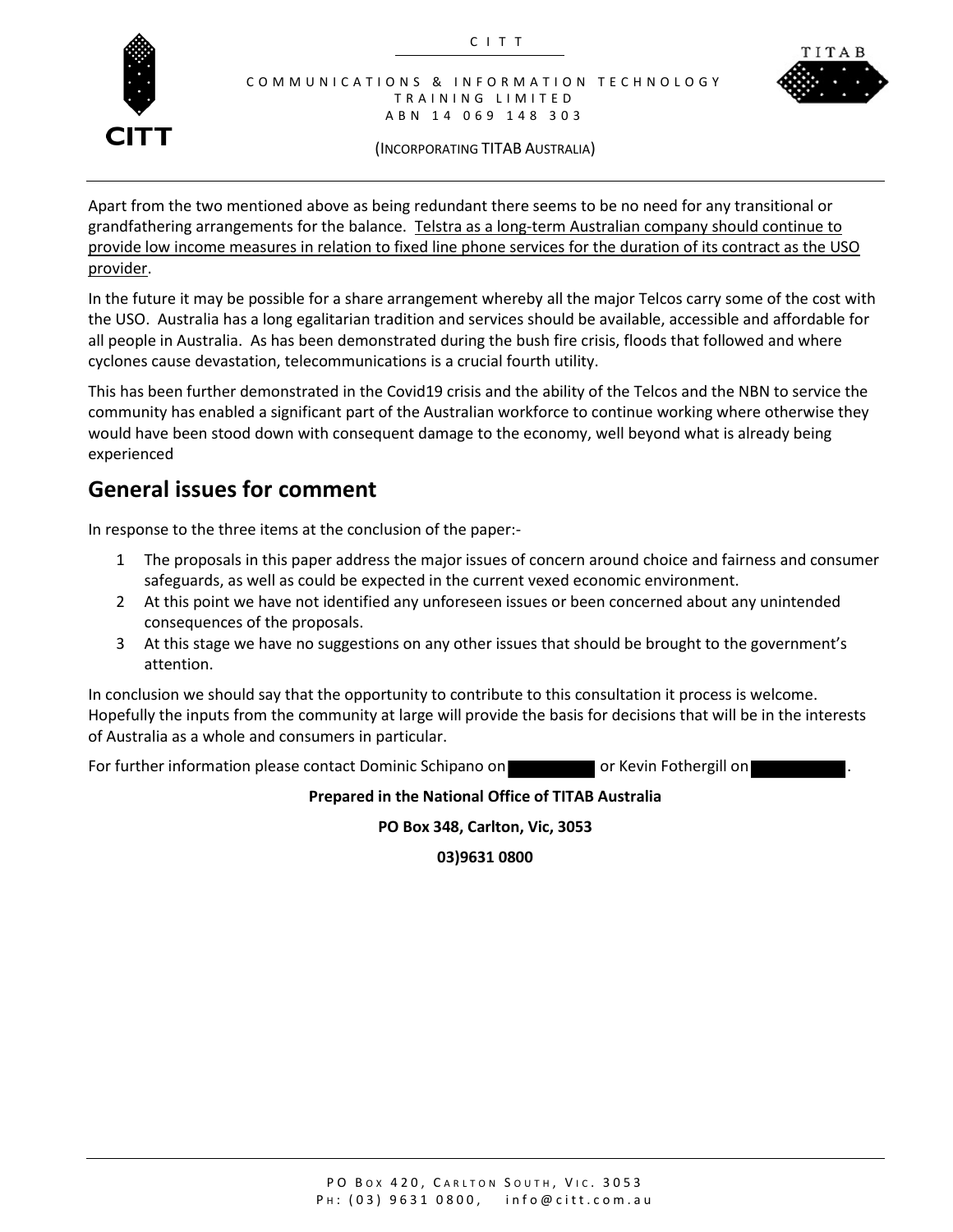Apart from the two mentioned above as being redundant there seems to be no need for any transitional or grandfathering arrangements for the balance. Telstra as a long-term Australian company should continue to provide low income measures in relation to fixed line phone services for the duration of its contract as the USO provider.

In the future it may be possible for a share arrangement whereby all the major Telcos carry some of the cost with the USO. Australia has a long egalitarian tradition and services should be available, accessible and affordable for all people in Australia. As has been demonstrated during the bush fire crisis, floods that followed and where cyclones cause devastation, telecommunications is a crucial fourth utility.

This has been further demonstrated in the Covid19 crisis and the ability of the Telcos and the NBN to service the community has enabled a significant part of the Australian workforce to continue working where otherwise they would have been stood down with consequent damage to the economy, well beyond what is already being experienced

## General issues for comment

In response to the three items at the conclusion of the paper:-

1. The proposals in this paper address the major issues of concern around choice and fairness and consumer safeguards, as well as could be expected in the current vexed economic environment.
2. At this point we have not identified any unforeseen issues or been concerned about any unintended consequences of the proposals.
3. At this stage we have no suggestions on any other issues that should be brought to the government's attention.

In conclusion we should say that the opportunity to contribute to this consultation it process is welcome. Hopefully the inputs from the community at large will provide the basis for decisions that will be in the interests of Australia as a whole and consumers in particular.

For further information please contact Dominic Schipano on [redacted] or Kevin Fothergill on [redacted].

**Prepared in the National Office of TITAB Australia**

**PO Box 348, Carlton, Vic, 3053**

**03)9631 0800**